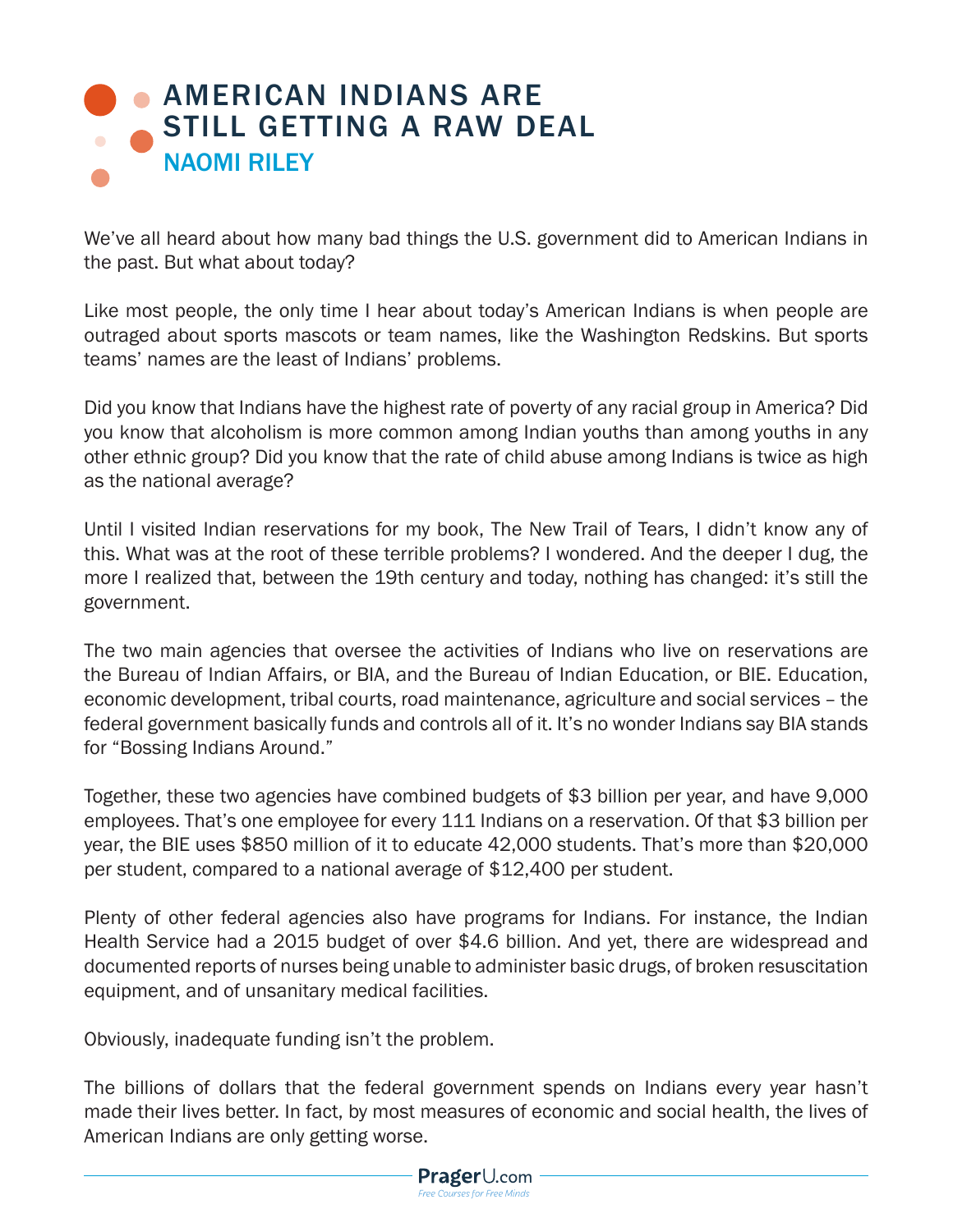# AMERICAN INDIANS ARE STILL GETTING A RAW DEAL

## NAOMI RILEY

We've all heard about how many bad things the U.S. government did to American Indians in the past. But what about today?

Like most people, the only time I hear about today's American Indians is when people are outraged about sports mascots or team names, like the Washington Redskins. But sports teams' names are the least of Indians' problems.

Did you know that Indians have the highest rate of poverty of any racial group in America? Did you know that alcoholism is more common among Indian youths than among youths in any other ethnic group? Did you know that the rate of child abuse among Indians is twice as high as the national average?

Until I visited Indian reservations for my book, The New Trail of Tears, I didn't know any of this. What was at the root of these terrible problems? I wondered. And the deeper I dug, the more I realized that, between the 19th century and today, nothing has changed: it's still the government.

The two main agencies that oversee the activities of Indians who live on reservations are the Bureau of Indian Affairs, or BIA, and the Bureau of Indian Education, or BIE. Education, economic development, tribal courts, road maintenance, agriculture and social services – the federal government basically funds and controls all of it. It's no wonder Indians say BIA stands for "Bossing Indians Around."

Together, these two agencies have combined budgets of $3 billion per year, and have 9,000 employees. That's one employee for every 111 Indians on a reservation. Of that $3 billion per year, the BIE uses $850 million of it to educate 42,000 students. That's more than $20,000 per student, compared to a national average of $12,400 per student.

Plenty of other federal agencies also have programs for Indians. For instance, the Indian Health Service had a 2015 budget of over $4.6 billion. And yet, there are widespread and documented reports of nurses being unable to administer basic drugs, of broken resuscitation equipment, and of unsanitary medical facilities.

Obviously, inadequate funding isn't the problem.

The billions of dollars that the federal government spends on Indians every year hasn't made their lives better. In fact, by most measures of economic and social health, the lives of American Indians are only getting worse.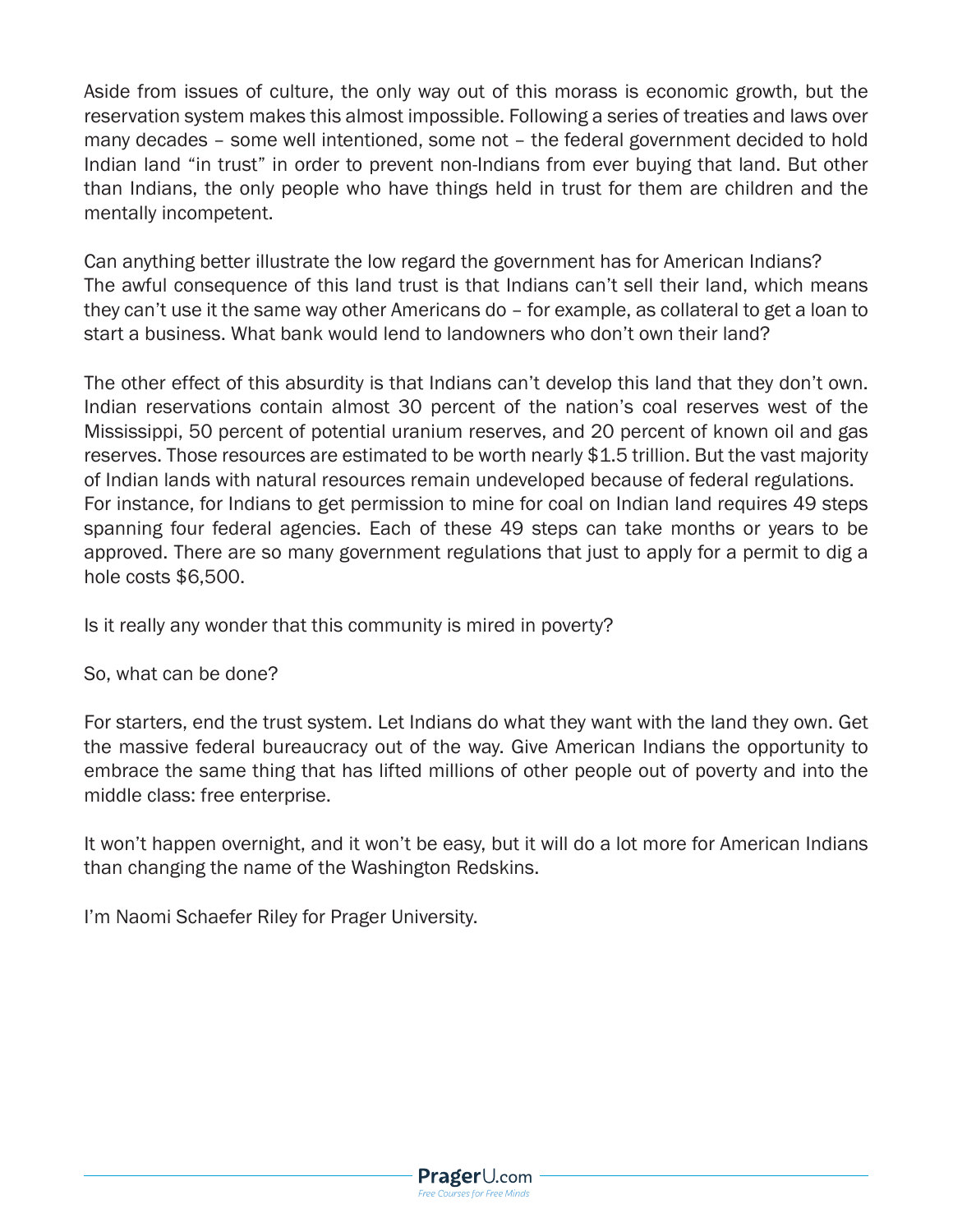Aside from issues of culture, the only way out of this morass is economic growth, but the reservation system makes this almost impossible. Following a series of treaties and laws over many decades – some well intentioned, some not – the federal government decided to hold Indian land "in trust" in order to prevent non-Indians from ever buying that land. But other than Indians, the only people who have things held in trust for them are children and the mentally incompetent.

Can anything better illustrate the low regard the government has for American Indians? The awful consequence of this land trust is that Indians can't sell their land, which means they can't use it the same way other Americans do – for example, as collateral to get a loan to start a business. What bank would lend to landowners who don't own their land?

The other effect of this absurdity is that Indians can't develop this land that they don't own. Indian reservations contain almost 30 percent of the nation's coal reserves west of the Mississippi, 50 percent of potential uranium reserves, and 20 percent of known oil and gas reserves. Those resources are estimated to be worth nearly $1.5 trillion. But the vast majority of Indian lands with natural resources remain undeveloped because of federal regulations. For instance, for Indians to get permission to mine for coal on Indian land requires 49 steps spanning four federal agencies. Each of these 49 steps can take months or years to be approved. There are so many government regulations that just to apply for a permit to dig a hole costs $6,500.

Is it really any wonder that this community is mired in poverty?

So, what can be done?

For starters, end the trust system. Let Indians do what they want with the land they own. Get the massive federal bureaucracy out of the way. Give American Indians the opportunity to embrace the same thing that has lifted millions of other people out of poverty and into the middle class: free enterprise.

It won't happen overnight, and it won't be easy, but it will do a lot more for American Indians than changing the name of the Washington Redskins.

I'm Naomi Schaefer Riley for Prager University.